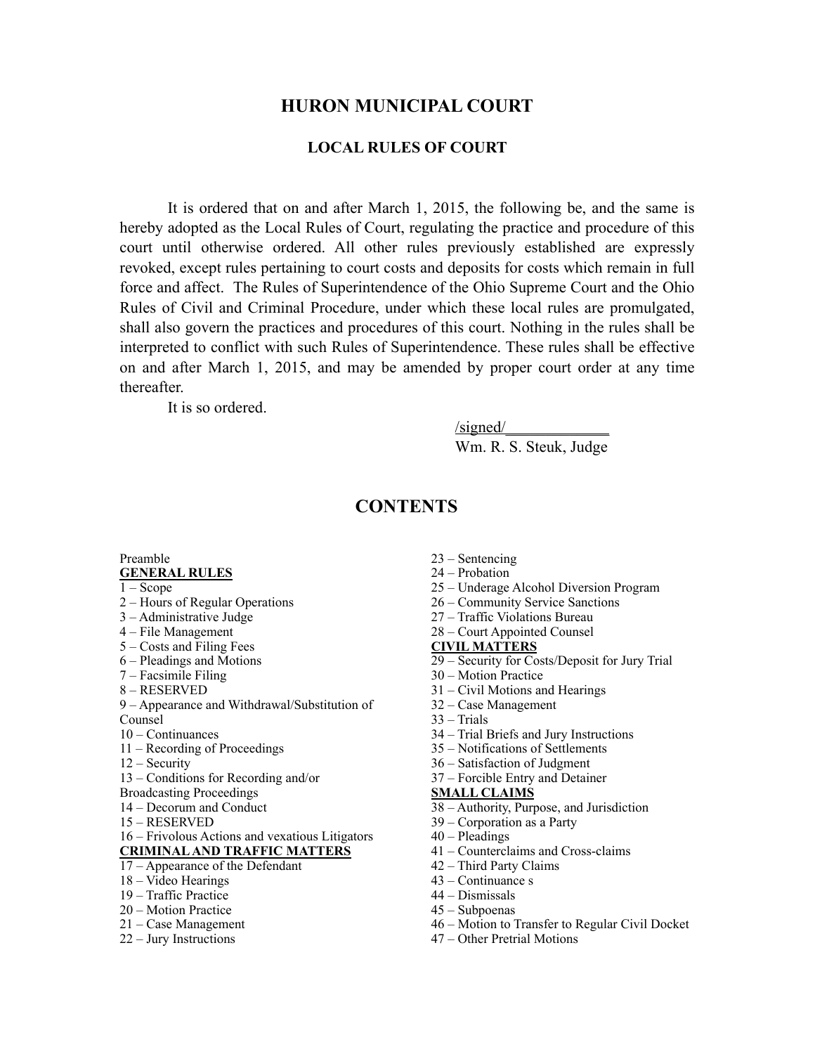# HURON MUNICIPAL COURT

## LOCAL RULES OF COURT

It is ordered that on and after March 1, 2015, the following be, and the same is hereby adopted as the Local Rules of Court, regulating the practice and procedure of this court until otherwise ordered. All other rules previously established are expressly revoked, except rules pertaining to court costs and deposits for costs which remain in full force and affect. The Rules of Superintendence of the Ohio Supreme Court and the Ohio Rules of Civil and Criminal Procedure, under which these local rules are promulgated, shall also govern the practices and procedures of this court. Nothing in the rules shall be interpreted to conflict with such Rules of Superintendence. These rules shall be effective on and after March 1, 2015, and may be amended by proper court order at any time thereafter.

It is so ordered.

/signed/_____________
Wm. R. S. Steuk, Judge

## CONTENTS

Preamble

**GENERAL RULES**

1 – Scope
2 – Hours of Regular Operations
3 – Administrative Judge
4 – File Management
5 – Costs and Filing Fees
6 – Pleadings and Motions
7 – Facsimile Filing
8 – RESERVED
9 – Appearance and Withdrawal/Substitution of Counsel
10 – Continuances
11 – Recording of Proceedings
12 – Security
13 – Conditions for Recording and/or Broadcasting Proceedings
14 – Decorum and Conduct
15 – RESERVED
16 – Frivolous Actions and vexatious Litigators

**CRIMINAL AND TRAFFIC MATTERS**

17 – Appearance of the Defendant
18 – Video Hearings
19 – Traffic Practice
20 – Motion Practice
21 – Case Management
22 – Jury Instructions
23 – Sentencing
24 – Probation
25 – Underage Alcohol Diversion Program
26 – Community Service Sanctions
27 – Traffic Violations Bureau
28 – Court Appointed Counsel

**CIVIL MATTERS**

29 – Security for Costs/Deposit for Jury Trial
30 – Motion Practice
31 – Civil Motions and Hearings
32 – Case Management
33 – Trials
34 – Trial Briefs and Jury Instructions
35 – Notifications of Settlements
36 – Satisfaction of Judgment
37 – Forcible Entry and Detainer

**SMALL CLAIMS**

38 – Authority, Purpose, and Jurisdiction
39 – Corporation as a Party
40 – Pleadings
41 – Counterclaims and Cross-claims
42 – Third Party Claims
43 – Continuance s
44 – Dismissals
45 – Subpoenas
46 – Motion to Transfer to Regular Civil Docket
47 – Other Pretrial Motions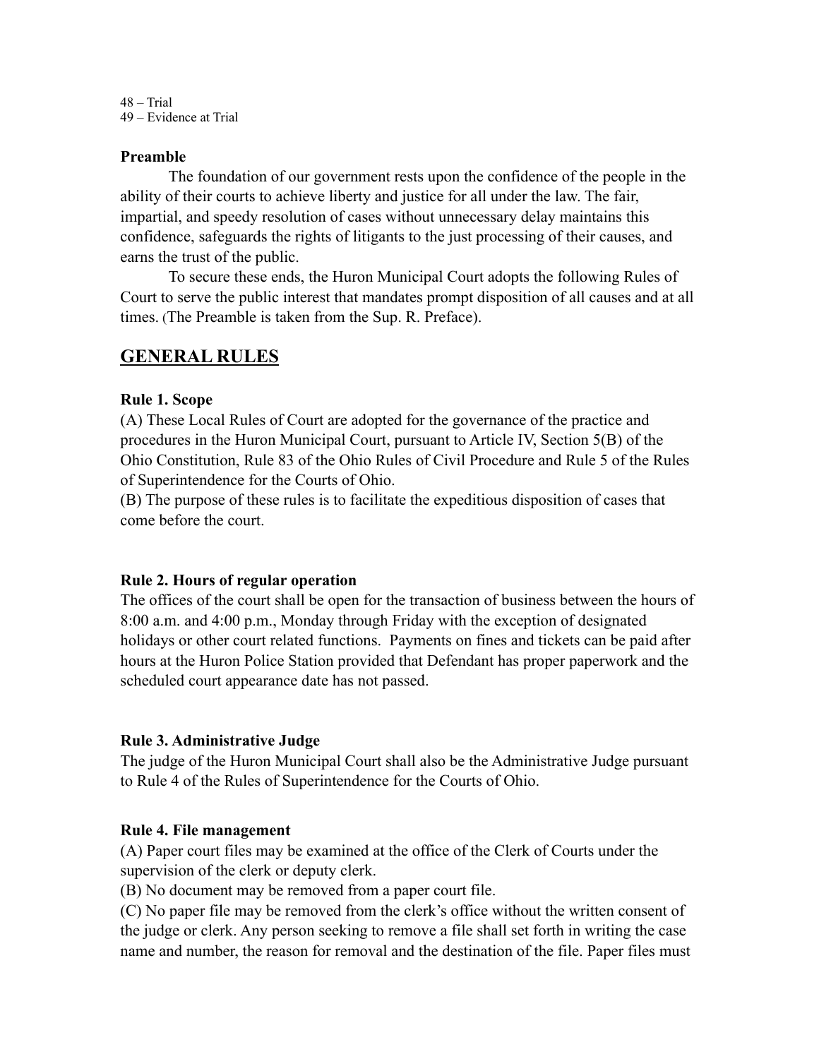48 – Trial
49 – Evidence at Trial

### Preamble

The foundation of our government rests upon the confidence of the people in the ability of their courts to achieve liberty and justice for all under the law. The fair, impartial, and speedy resolution of cases without unnecessary delay maintains this confidence, safeguards the rights of litigants to the just processing of their causes, and earns the trust of the public.

To secure these ends, the Huron Municipal Court adopts the following Rules of Court to serve the public interest that mandates prompt disposition of all causes and at all times. (The Preamble is taken from the Sup. R. Preface).

## GENERAL RULES

### Rule 1. Scope

(A) These Local Rules of Court are adopted for the governance of the practice and procedures in the Huron Municipal Court, pursuant to Article IV, Section 5(B) of the Ohio Constitution, Rule 83 of the Ohio Rules of Civil Procedure and Rule 5 of the Rules of Superintendence for the Courts of Ohio.
(B) The purpose of these rules is to facilitate the expeditious disposition of cases that come before the court.

### Rule 2. Hours of regular operation

The offices of the court shall be open for the transaction of business between the hours of 8:00 a.m. and 4:00 p.m., Monday through Friday with the exception of designated holidays or other court related functions. Payments on fines and tickets can be paid after hours at the Huron Police Station provided that Defendant has proper paperwork and the scheduled court appearance date has not passed.

### Rule 3. Administrative Judge

The judge of the Huron Municipal Court shall also be the Administrative Judge pursuant to Rule 4 of the Rules of Superintendence for the Courts of Ohio.

### Rule 4. File management

(A) Paper court files may be examined at the office of the Clerk of Courts under the supervision of the clerk or deputy clerk.
(B) No document may be removed from a paper court file.
(C) No paper file may be removed from the clerk's office without the written consent of the judge or clerk. Any person seeking to remove a file shall set forth in writing the case name and number, the reason for removal and the destination of the file. Paper files must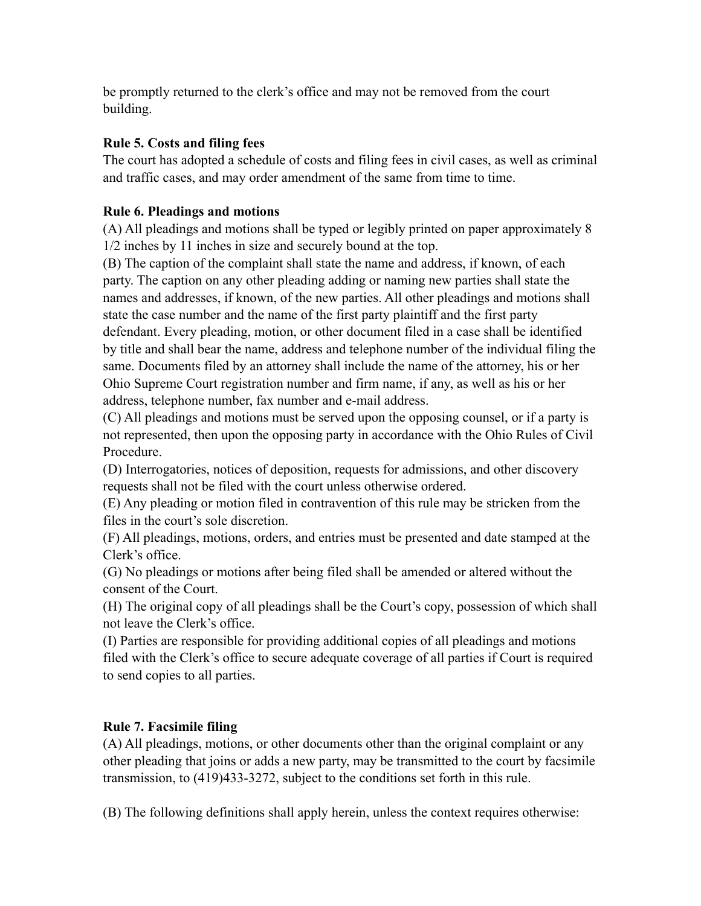be promptly returned to the clerk's office and may not be removed from the court building.

**Rule 5. Costs and filing fees**

The court has adopted a schedule of costs and filing fees in civil cases, as well as criminal and traffic cases, and may order amendment of the same from time to time.

**Rule 6. Pleadings and motions**

(A) All pleadings and motions shall be typed or legibly printed on paper approximately 8 1/2 inches by 11 inches in size and securely bound at the top.

(B) The caption of the complaint shall state the name and address, if known, of each party. The caption on any other pleading adding or naming new parties shall state the names and addresses, if known, of the new parties. All other pleadings and motions shall state the case number and the name of the first party plaintiff and the first party defendant. Every pleading, motion, or other document filed in a case shall be identified by title and shall bear the name, address and telephone number of the individual filing the same. Documents filed by an attorney shall include the name of the attorney, his or her Ohio Supreme Court registration number and firm name, if any, as well as his or her address, telephone number, fax number and e-mail address.

(C) All pleadings and motions must be served upon the opposing counsel, or if a party is not represented, then upon the opposing party in accordance with the Ohio Rules of Civil Procedure.

(D) Interrogatories, notices of deposition, requests for admissions, and other discovery requests shall not be filed with the court unless otherwise ordered.

(E) Any pleading or motion filed in contravention of this rule may be stricken from the files in the court's sole discretion.

(F) All pleadings, motions, orders, and entries must be presented and date stamped at the Clerk's office.

(G) No pleadings or motions after being filed shall be amended or altered without the consent of the Court.

(H) The original copy of all pleadings shall be the Court's copy, possession of which shall not leave the Clerk's office.

(I) Parties are responsible for providing additional copies of all pleadings and motions filed with the Clerk's office to secure adequate coverage of all parties if Court is required to send copies to all parties.

**Rule 7. Facsimile filing**

(A) All pleadings, motions, or other documents other than the original complaint or any other pleading that joins or adds a new party, may be transmitted to the court by facsimile transmission, to (419)433-3272, subject to the conditions set forth in this rule.

(B) The following definitions shall apply herein, unless the context requires otherwise: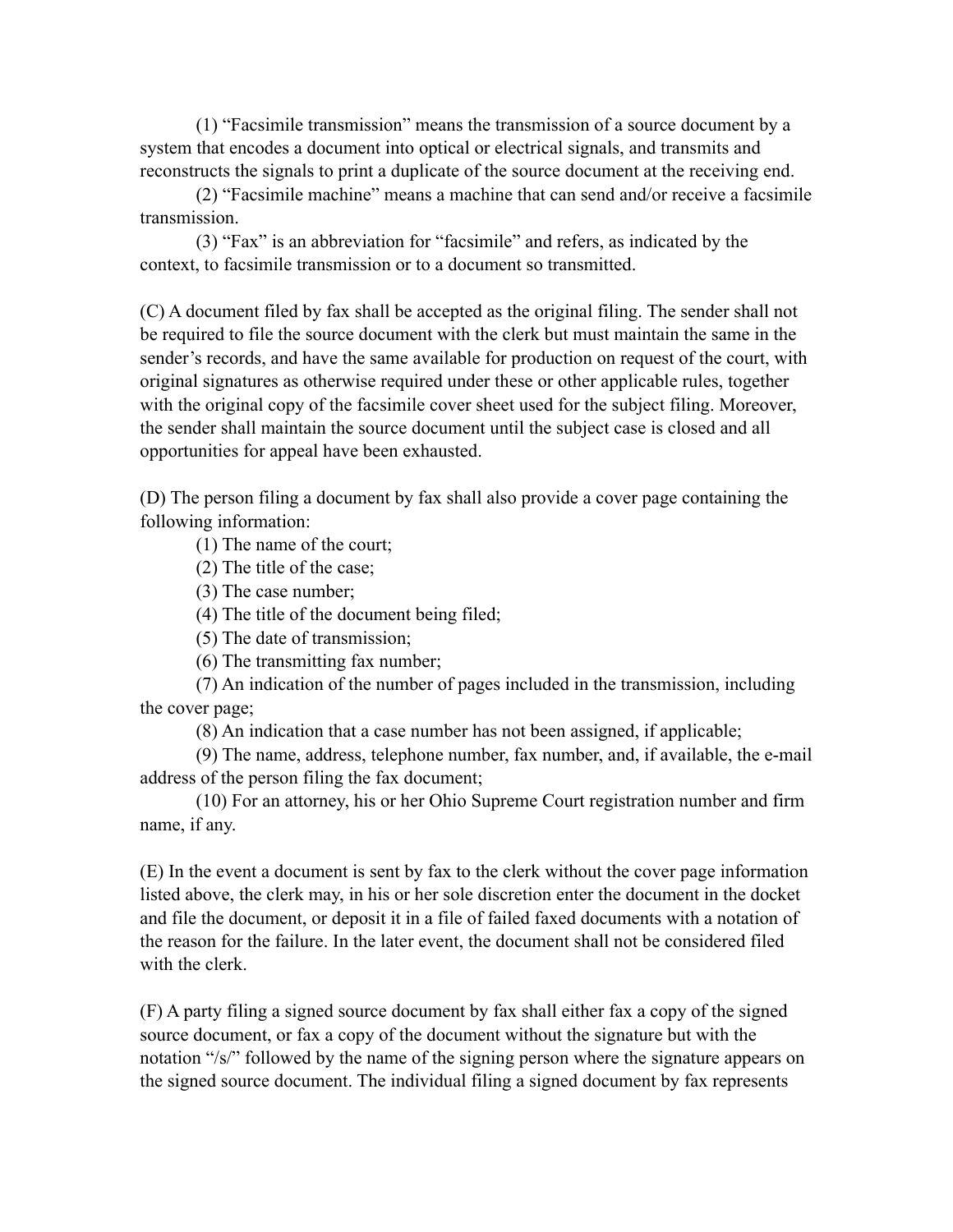(1) "Facsimile transmission" means the transmission of a source document by a system that encodes a document into optical or electrical signals, and transmits and reconstructs the signals to print a duplicate of the source document at the receiving end.

(2) "Facsimile machine" means a machine that can send and/or receive a facsimile transmission.

(3) "Fax" is an abbreviation for "facsimile" and refers, as indicated by the context, to facsimile transmission or to a document so transmitted.

(C) A document filed by fax shall be accepted as the original filing. The sender shall not be required to file the source document with the clerk but must maintain the same in the sender's records, and have the same available for production on request of the court, with original signatures as otherwise required under these or other applicable rules, together with the original copy of the facsimile cover sheet used for the subject filing. Moreover, the sender shall maintain the source document until the subject case is closed and all opportunities for appeal have been exhausted.

(D) The person filing a document by fax shall also provide a cover page containing the following information:

(1) The name of the court;

(2) The title of the case;

(3) The case number;

(4) The title of the document being filed;

(5) The date of transmission;

(6) The transmitting fax number;

(7) An indication of the number of pages included in the transmission, including the cover page;

(8) An indication that a case number has not been assigned, if applicable;

(9) The name, address, telephone number, fax number, and, if available, the e-mail address of the person filing the fax document;

(10) For an attorney, his or her Ohio Supreme Court registration number and firm name, if any.

(E) In the event a document is sent by fax to the clerk without the cover page information listed above, the clerk may, in his or her sole discretion enter the document in the docket and file the document, or deposit it in a file of failed faxed documents with a notation of the reason for the failure. In the later event, the document shall not be considered filed with the clerk.

(F) A party filing a signed source document by fax shall either fax a copy of the signed source document, or fax a copy of the document without the signature but with the notation "/s/" followed by the name of the signing person where the signature appears on the signed source document. The individual filing a signed document by fax represents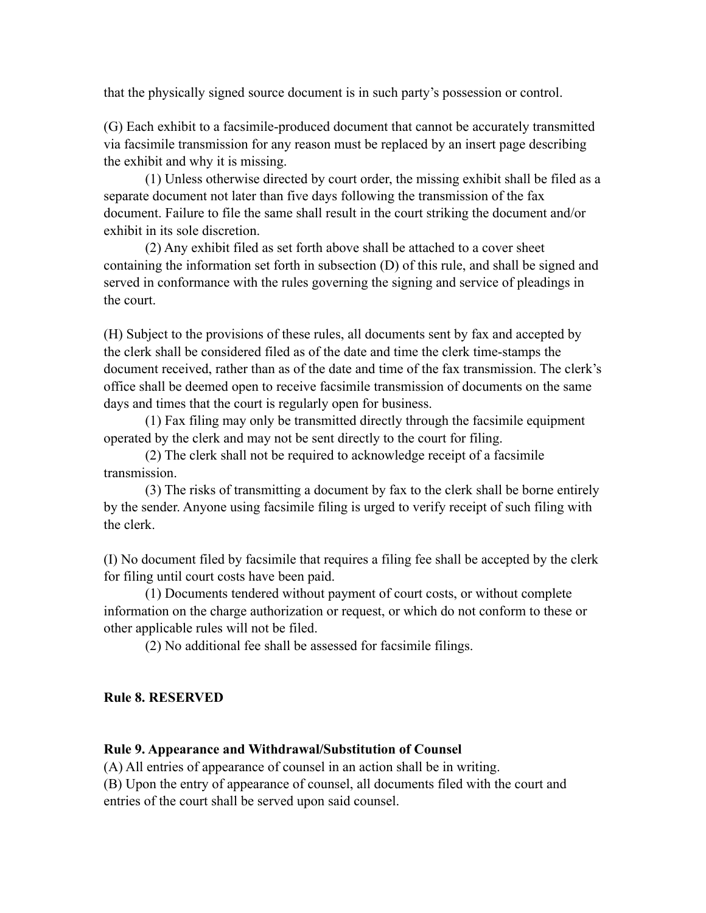that the physically signed source document is in such party's possession or control.

(G) Each exhibit to a facsimile-produced document that cannot be accurately transmitted via facsimile transmission for any reason must be replaced by an insert page describing the exhibit and why it is missing.

(1) Unless otherwise directed by court order, the missing exhibit shall be filed as a separate document not later than five days following the transmission of the fax document. Failure to file the same shall result in the court striking the document and/or exhibit in its sole discretion.

(2) Any exhibit filed as set forth above shall be attached to a cover sheet containing the information set forth in subsection (D) of this rule, and shall be signed and served in conformance with the rules governing the signing and service of pleadings in the court.

(H) Subject to the provisions of these rules, all documents sent by fax and accepted by the clerk shall be considered filed as of the date and time the clerk time-stamps the document received, rather than as of the date and time of the fax transmission. The clerk's office shall be deemed open to receive facsimile transmission of documents on the same days and times that the court is regularly open for business.

(1) Fax filing may only be transmitted directly through the facsimile equipment operated by the clerk and may not be sent directly to the court for filing.

(2) The clerk shall not be required to acknowledge receipt of a facsimile transmission.

(3) The risks of transmitting a document by fax to the clerk shall be borne entirely by the sender. Anyone using facsimile filing is urged to verify receipt of such filing with the clerk.

(I) No document filed by facsimile that requires a filing fee shall be accepted by the clerk for filing until court costs have been paid.

(1) Documents tendered without payment of court costs, or without complete information on the charge authorization or request, or which do not conform to these or other applicable rules will not be filed.

(2) No additional fee shall be assessed for facsimile filings.

**Rule 8. RESERVED**

**Rule 9. Appearance and Withdrawal/Substitution of Counsel**

(A) All entries of appearance of counsel in an action shall be in writing.

(B) Upon the entry of appearance of counsel, all documents filed with the court and entries of the court shall be served upon said counsel.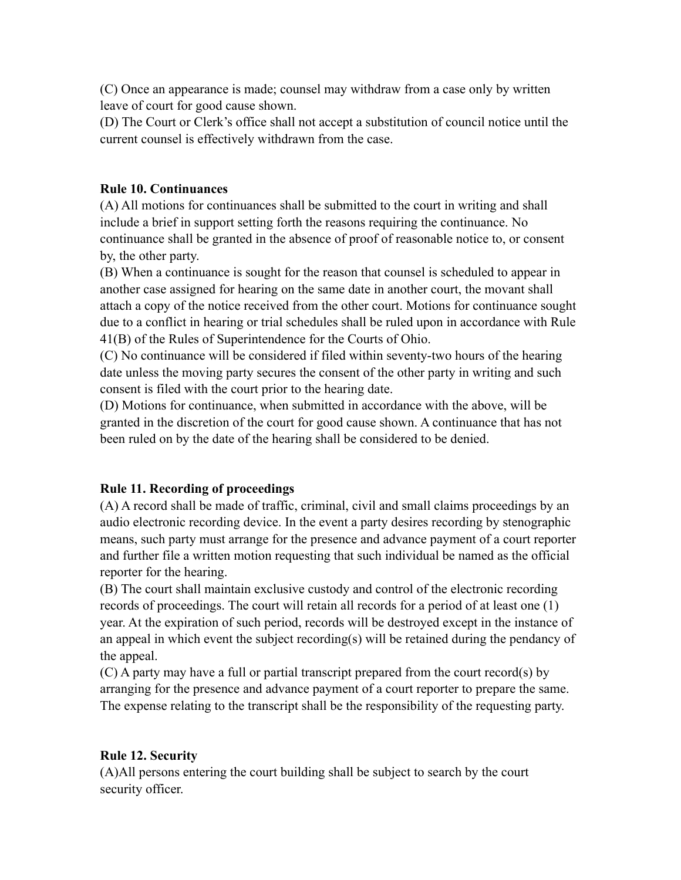(C) Once an appearance is made; counsel may withdraw from a case only by written leave of court for good cause shown.

(D) The Court or Clerk's office shall not accept a substitution of council notice until the current counsel is effectively withdrawn from the case.

**Rule 10. Continuances**

(A) All motions for continuances shall be submitted to the court in writing and shall include a brief in support setting forth the reasons requiring the continuance. No continuance shall be granted in the absence of proof of reasonable notice to, or consent by, the other party.

(B) When a continuance is sought for the reason that counsel is scheduled to appear in another case assigned for hearing on the same date in another court, the movant shall attach a copy of the notice received from the other court. Motions for continuance sought due to a conflict in hearing or trial schedules shall be ruled upon in accordance with Rule 41(B) of the Rules of Superintendence for the Courts of Ohio.

(C) No continuance will be considered if filed within seventy-two hours of the hearing date unless the moving party secures the consent of the other party in writing and such consent is filed with the court prior to the hearing date.

(D) Motions for continuance, when submitted in accordance with the above, will be granted in the discretion of the court for good cause shown. A continuance that has not been ruled on by the date of the hearing shall be considered to be denied.

**Rule 11. Recording of proceedings**

(A) A record shall be made of traffic, criminal, civil and small claims proceedings by an audio electronic recording device. In the event a party desires recording by stenographic means, such party must arrange for the presence and advance payment of a court reporter and further file a written motion requesting that such individual be named as the official reporter for the hearing.

(B) The court shall maintain exclusive custody and control of the electronic recording records of proceedings. The court will retain all records for a period of at least one (1) year. At the expiration of such period, records will be destroyed except in the instance of an appeal in which event the subject recording(s) will be retained during the pendancy of the appeal.

(C) A party may have a full or partial transcript prepared from the court record(s) by arranging for the presence and advance payment of a court reporter to prepare the same. The expense relating to the transcript shall be the responsibility of the requesting party.

**Rule 12. Security**

(A)All persons entering the court building shall be subject to search by the court security officer.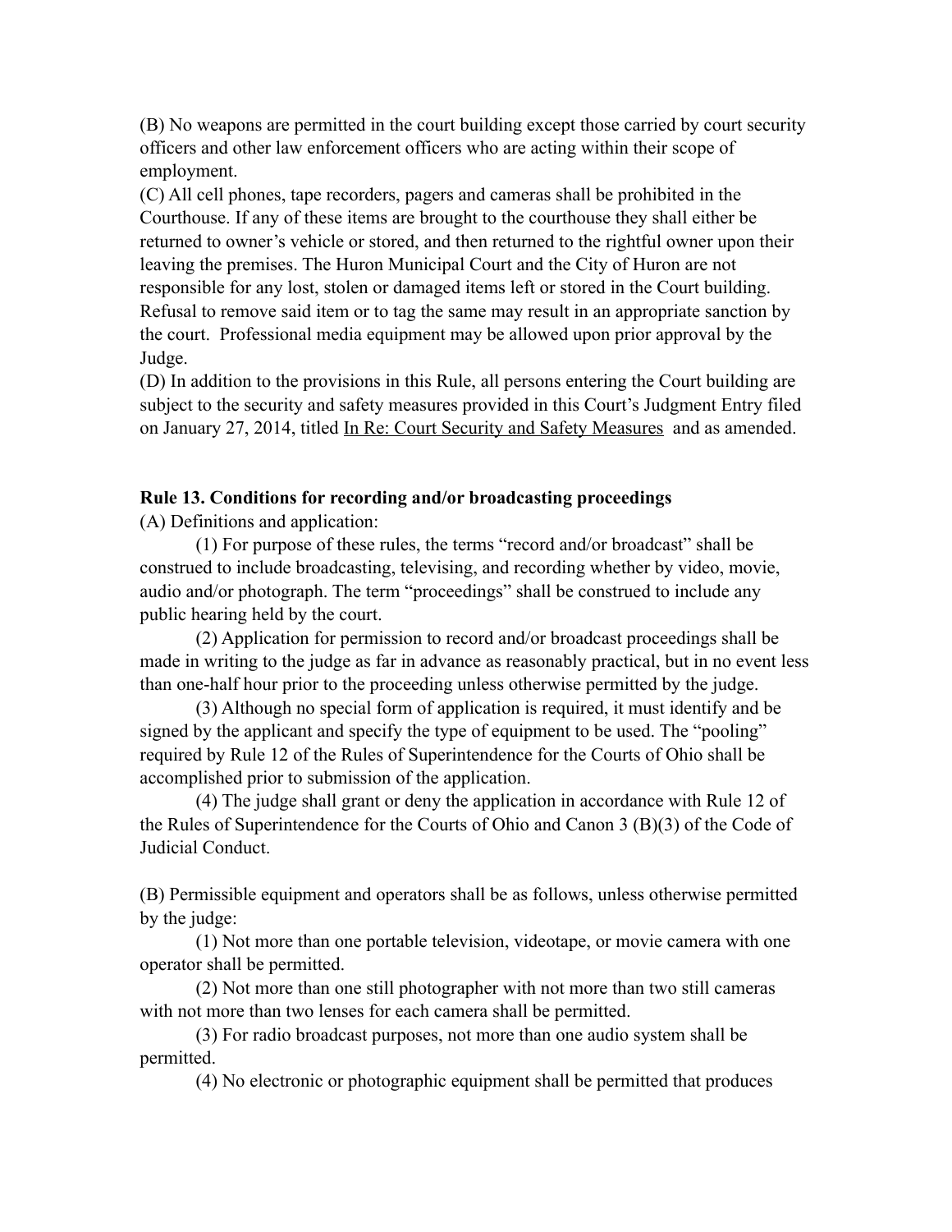(B) No weapons are permitted in the court building except those carried by court security officers and other law enforcement officers who are acting within their scope of employment.

(C) All cell phones, tape recorders, pagers and cameras shall be prohibited in the Courthouse. If any of these items are brought to the courthouse they shall either be returned to owner's vehicle or stored, and then returned to the rightful owner upon their leaving the premises. The Huron Municipal Court and the City of Huron are not responsible for any lost, stolen or damaged items left or stored in the Court building. Refusal to remove said item or to tag the same may result in an appropriate sanction by the court. Professional media equipment may be allowed upon prior approval by the Judge.

(D) In addition to the provisions in this Rule, all persons entering the Court building are subject to the security and safety measures provided in this Court's Judgment Entry filed on January 27, 2014, titled In Re: Court Security and Safety Measures and as amended.

**Rule 13. Conditions for recording and/or broadcasting proceedings**

(A) Definitions and application:

(1) For purpose of these rules, the terms "record and/or broadcast" shall be construed to include broadcasting, televising, and recording whether by video, movie, audio and/or photograph. The term "proceedings" shall be construed to include any public hearing held by the court.

(2) Application for permission to record and/or broadcast proceedings shall be made in writing to the judge as far in advance as reasonably practical, but in no event less than one-half hour prior to the proceeding unless otherwise permitted by the judge.

(3) Although no special form of application is required, it must identify and be signed by the applicant and specify the type of equipment to be used. The "pooling" required by Rule 12 of the Rules of Superintendence for the Courts of Ohio shall be accomplished prior to submission of the application.

(4) The judge shall grant or deny the application in accordance with Rule 12 of the Rules of Superintendence for the Courts of Ohio and Canon 3 (B)(3) of the Code of Judicial Conduct.

(B) Permissible equipment and operators shall be as follows, unless otherwise permitted by the judge:

(1) Not more than one portable television, videotape, or movie camera with one operator shall be permitted.

(2) Not more than one still photographer with not more than two still cameras with not more than two lenses for each camera shall be permitted.

(3) For radio broadcast purposes, not more than one audio system shall be permitted.

(4) No electronic or photographic equipment shall be permitted that produces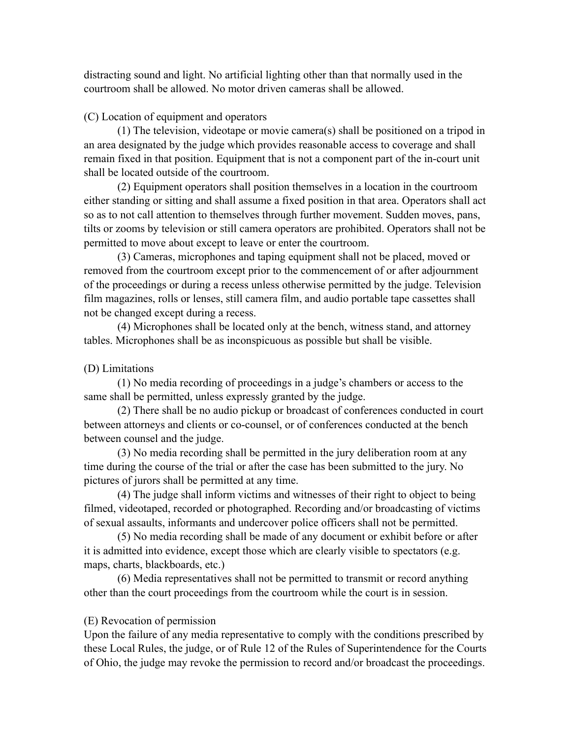distracting sound and light. No artificial lighting other than that normally used in the courtroom shall be allowed. No motor driven cameras shall be allowed.

(C) Location of equipment and operators

(1) The television, videotape or movie camera(s) shall be positioned on a tripod in an area designated by the judge which provides reasonable access to coverage and shall remain fixed in that position. Equipment that is not a component part of the in-court unit shall be located outside of the courtroom.

(2) Equipment operators shall position themselves in a location in the courtroom either standing or sitting and shall assume a fixed position in that area. Operators shall act so as to not call attention to themselves through further movement. Sudden moves, pans, tilts or zooms by television or still camera operators are prohibited. Operators shall not be permitted to move about except to leave or enter the courtroom.

(3) Cameras, microphones and taping equipment shall not be placed, moved or removed from the courtroom except prior to the commencement of or after adjournment of the proceedings or during a recess unless otherwise permitted by the judge. Television film magazines, rolls or lenses, still camera film, and audio portable tape cassettes shall not be changed except during a recess.

(4) Microphones shall be located only at the bench, witness stand, and attorney tables. Microphones shall be as inconspicuous as possible but shall be visible.

(D) Limitations

(1) No media recording of proceedings in a judge's chambers or access to the same shall be permitted, unless expressly granted by the judge.

(2) There shall be no audio pickup or broadcast of conferences conducted in court between attorneys and clients or co-counsel, or of conferences conducted at the bench between counsel and the judge.

(3) No media recording shall be permitted in the jury deliberation room at any time during the course of the trial or after the case has been submitted to the jury. No pictures of jurors shall be permitted at any time.

(4) The judge shall inform victims and witnesses of their right to object to being filmed, videotaped, recorded or photographed. Recording and/or broadcasting of victims of sexual assaults, informants and undercover police officers shall not be permitted.

(5) No media recording shall be made of any document or exhibit before or after it is admitted into evidence, except those which are clearly visible to spectators (e.g. maps, charts, blackboards, etc.)

(6) Media representatives shall not be permitted to transmit or record anything other than the court proceedings from the courtroom while the court is in session.

(E) Revocation of permission

Upon the failure of any media representative to comply with the conditions prescribed by these Local Rules, the judge, or of Rule 12 of the Rules of Superintendence for the Courts of Ohio, the judge may revoke the permission to record and/or broadcast the proceedings.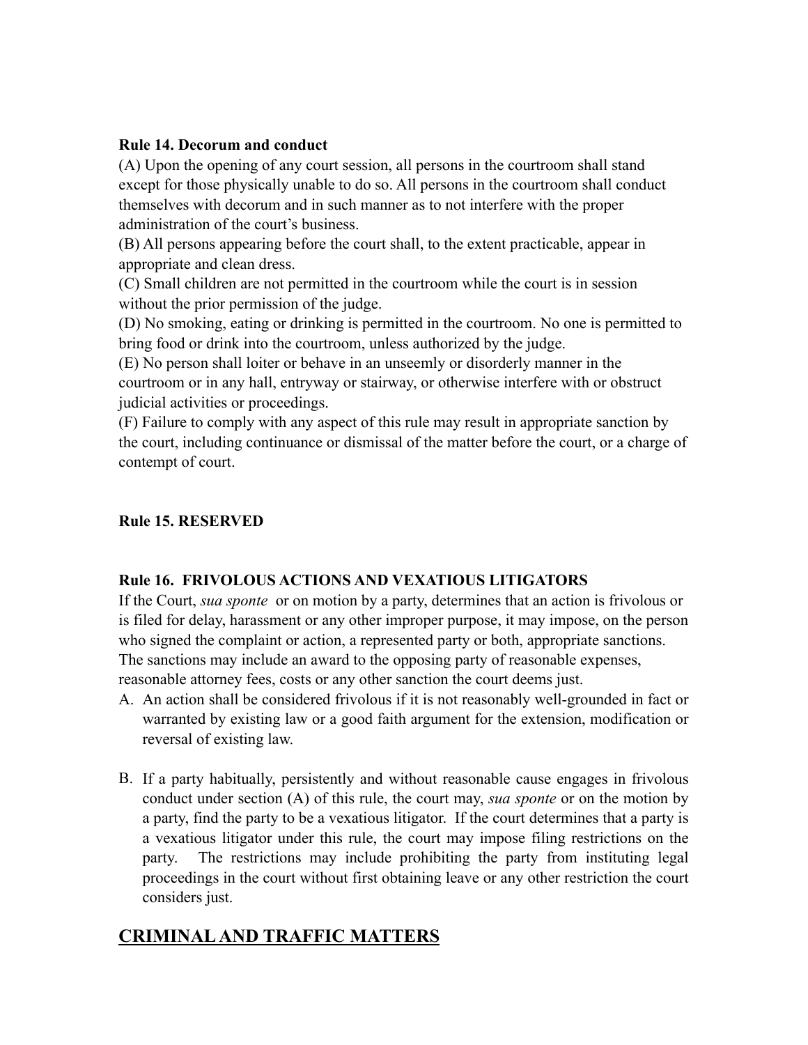**Rule 14. Decorum and conduct**

(A) Upon the opening of any court session, all persons in the courtroom shall stand except for those physically unable to do so. All persons in the courtroom shall conduct themselves with decorum and in such manner as to not interfere with the proper administration of the court's business.

(B) All persons appearing before the court shall, to the extent practicable, appear in appropriate and clean dress.

(C) Small children are not permitted in the courtroom while the court is in session without the prior permission of the judge.

(D) No smoking, eating or drinking is permitted in the courtroom. No one is permitted to bring food or drink into the courtroom, unless authorized by the judge.

(E) No person shall loiter or behave in an unseemly or disorderly manner in the courtroom or in any hall, entryway or stairway, or otherwise interfere with or obstruct judicial activities or proceedings.

(F) Failure to comply with any aspect of this rule may result in appropriate sanction by the court, including continuance or dismissal of the matter before the court, or a charge of contempt of court.

**Rule 15. RESERVED**

**Rule 16. FRIVOLOUS ACTIONS AND VEXATIOUS LITIGATORS**

If the Court, *sua sponte* or on motion by a party, determines that an action is frivolous or is filed for delay, harassment or any other improper purpose, it may impose, on the person who signed the complaint or action, a represented party or both, appropriate sanctions. The sanctions may include an award to the opposing party of reasonable expenses, reasonable attorney fees, costs or any other sanction the court deems just.

A. An action shall be considered frivolous if it is not reasonably well-grounded in fact or warranted by existing law or a good faith argument for the extension, modification or reversal of existing law.

B. If a party habitually, persistently and without reasonable cause engages in frivolous conduct under section (A) of this rule, the court may, *sua sponte* or on the motion by a party, find the party to be a vexatious litigator. If the court determines that a party is a vexatious litigator under this rule, the court may impose filing restrictions on the party. The restrictions may include prohibiting the party from instituting legal proceedings in the court without first obtaining leave or any other restriction the court considers just.

## CRIMINAL AND TRAFFIC MATTERS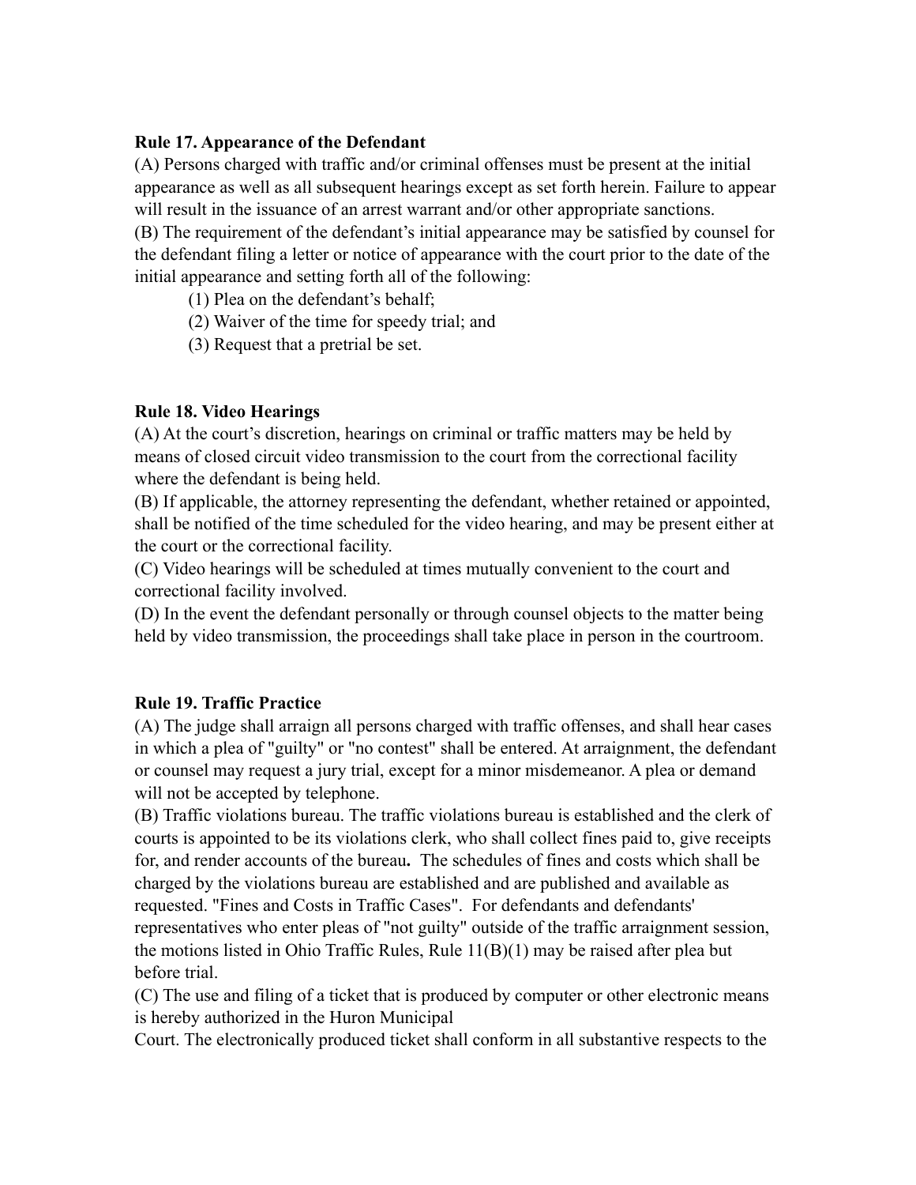**Rule 17. Appearance of the Defendant**

(A) Persons charged with traffic and/or criminal offenses must be present at the initial appearance as well as all subsequent hearings except as set forth herein. Failure to appear will result in the issuance of an arrest warrant and/or other appropriate sanctions.

(B) The requirement of the defendant's initial appearance may be satisfied by counsel for the defendant filing a letter or notice of appearance with the court prior to the date of the initial appearance and setting forth all of the following:

(1) Plea on the defendant's behalf;

(2) Waiver of the time for speedy trial; and

(3) Request that a pretrial be set.

**Rule 18. Video Hearings**

(A) At the court's discretion, hearings on criminal or traffic matters may be held by means of closed circuit video transmission to the court from the correctional facility where the defendant is being held.

(B) If applicable, the attorney representing the defendant, whether retained or appointed, shall be notified of the time scheduled for the video hearing, and may be present either at the court or the correctional facility.

(C) Video hearings will be scheduled at times mutually convenient to the court and correctional facility involved.

(D) In the event the defendant personally or through counsel objects to the matter being held by video transmission, the proceedings shall take place in person in the courtroom.

**Rule 19. Traffic Practice**

(A) The judge shall arraign all persons charged with traffic offenses, and shall hear cases in which a plea of "guilty" or "no contest" shall be entered. At arraignment, the defendant or counsel may request a jury trial, except for a minor misdemeanor. A plea or demand will not be accepted by telephone.

(B) Traffic violations bureau. The traffic violations bureau is established and the clerk of courts is appointed to be its violations clerk, who shall collect fines paid to, give receipts for, and render accounts of the bureau**.** The schedules of fines and costs which shall be charged by the violations bureau are established and are published and available as requested. "Fines and Costs in Traffic Cases". For defendants and defendants' representatives who enter pleas of "not guilty" outside of the traffic arraignment session, the motions listed in Ohio Traffic Rules, Rule 11(B)(1) may be raised after plea but before trial.

(C) The use and filing of a ticket that is produced by computer or other electronic means is hereby authorized in the Huron Municipal Court. The electronically produced ticket shall conform in all substantive respects to the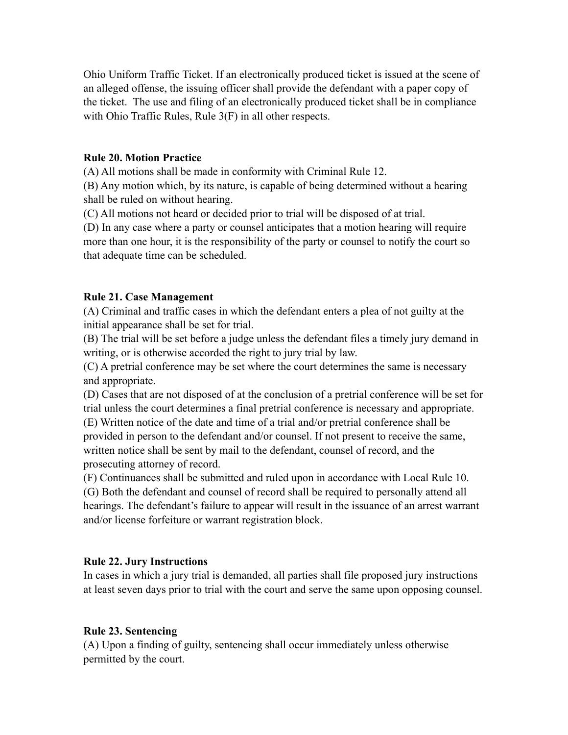Ohio Uniform Traffic Ticket. If an electronically produced ticket is issued at the scene of an alleged offense, the issuing officer shall provide the defendant with a paper copy of the ticket. The use and filing of an electronically produced ticket shall be in compliance with Ohio Traffic Rules, Rule 3(F) in all other respects.

**Rule 20. Motion Practice**

(A) All motions shall be made in conformity with Criminal Rule 12.
(B) Any motion which, by its nature, is capable of being determined without a hearing shall be ruled on without hearing.
(C) All motions not heard or decided prior to trial will be disposed of at trial.
(D) In any case where a party or counsel anticipates that a motion hearing will require more than one hour, it is the responsibility of the party or counsel to notify the court so that adequate time can be scheduled.

**Rule 21. Case Management**

(A) Criminal and traffic cases in which the defendant enters a plea of not guilty at the initial appearance shall be set for trial.
(B) The trial will be set before a judge unless the defendant files a timely jury demand in writing, or is otherwise accorded the right to jury trial by law.
(C) A pretrial conference may be set where the court determines the same is necessary and appropriate.
(D) Cases that are not disposed of at the conclusion of a pretrial conference will be set for trial unless the court determines a final pretrial conference is necessary and appropriate.
(E) Written notice of the date and time of a trial and/or pretrial conference shall be provided in person to the defendant and/or counsel. If not present to receive the same, written notice shall be sent by mail to the defendant, counsel of record, and the prosecuting attorney of record.
(F) Continuances shall be submitted and ruled upon in accordance with Local Rule 10.
(G) Both the defendant and counsel of record shall be required to personally attend all hearings. The defendant's failure to appear will result in the issuance of an arrest warrant and/or license forfeiture or warrant registration block.

**Rule 22. Jury Instructions**

In cases in which a jury trial is demanded, all parties shall file proposed jury instructions at least seven days prior to trial with the court and serve the same upon opposing counsel.

**Rule 23. Sentencing**

(A) Upon a finding of guilty, sentencing shall occur immediately unless otherwise permitted by the court.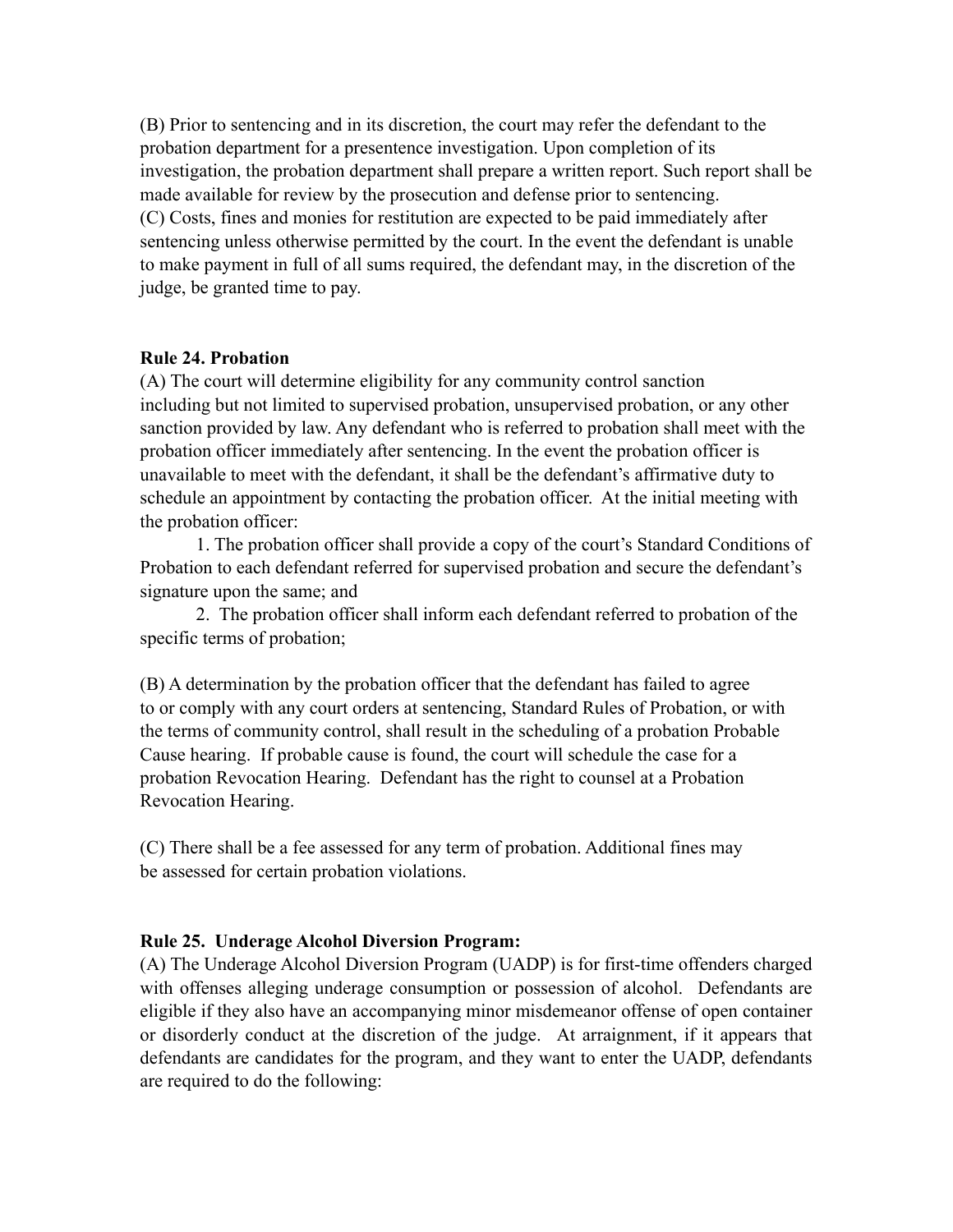(B) Prior to sentencing and in its discretion, the court may refer the defendant to the probation department for a presentence investigation. Upon completion of its investigation, the probation department shall prepare a written report. Such report shall be made available for review by the prosecution and defense prior to sentencing.
(C) Costs, fines and monies for restitution are expected to be paid immediately after sentencing unless otherwise permitted by the court. In the event the defendant is unable to make payment in full of all sums required, the defendant may, in the discretion of the judge, be granted time to pay.

**Rule 24. Probation**

(A) The court will determine eligibility for any community control sanction including but not limited to supervised probation, unsupervised probation, or any other sanction provided by law. Any defendant who is referred to probation shall meet with the probation officer immediately after sentencing. In the event the probation officer is unavailable to meet with the defendant, it shall be the defendant's affirmative duty to schedule an appointment by contacting the probation officer. At the initial meeting with the probation officer:

1. The probation officer shall provide a copy of the court's Standard Conditions of Probation to each defendant referred for supervised probation and secure the defendant's signature upon the same; and
2. The probation officer shall inform each defendant referred to probation of the specific terms of probation;

(B) A determination by the probation officer that the defendant has failed to agree to or comply with any court orders at sentencing, Standard Rules of Probation, or with the terms of community control, shall result in the scheduling of a probation Probable Cause hearing. If probable cause is found, the court will schedule the case for a probation Revocation Hearing. Defendant has the right to counsel at a Probation Revocation Hearing.

(C) There shall be a fee assessed for any term of probation. Additional fines may be assessed for certain probation violations.

**Rule 25. Underage Alcohol Diversion Program:**

(A) The Underage Alcohol Diversion Program (UADP) is for first-time offenders charged with offenses alleging underage consumption or possession of alcohol. Defendants are eligible if they also have an accompanying minor misdemeanor offense of open container or disorderly conduct at the discretion of the judge. At arraignment, if it appears that defendants are candidates for the program, and they want to enter the UADP, defendants are required to do the following: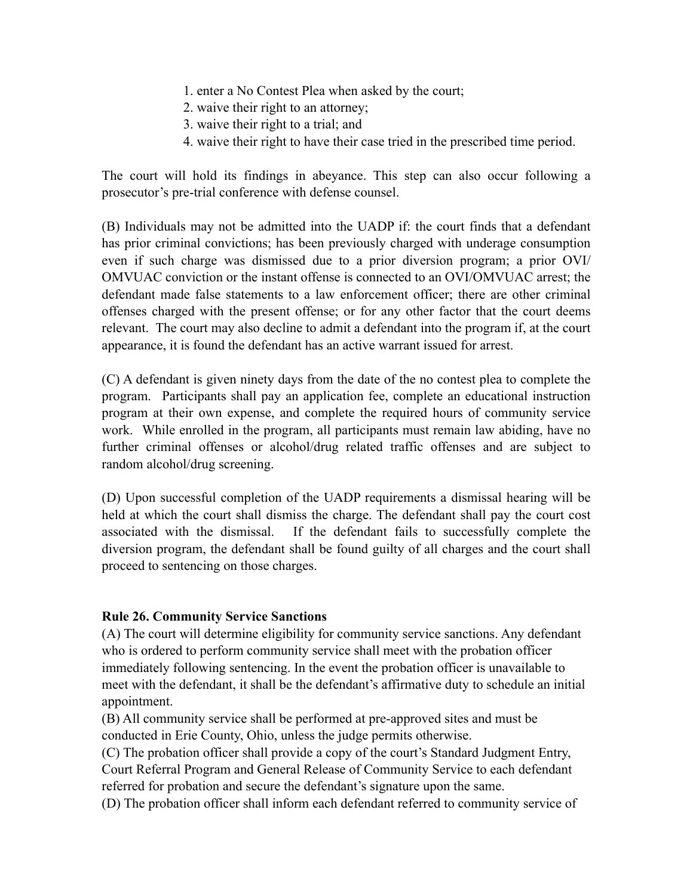1. enter a No Contest Plea when asked by the court;
2. waive their right to an attorney;
3. waive their right to a trial; and
4. waive their right to have their case tried in the prescribed time period.

The court will hold its findings in abeyance. This step can also occur following a prosecutor's pre-trial conference with defense counsel.

(B) Individuals may not be admitted into the UADP if: the court finds that a defendant has prior criminal convictions; has been previously charged with underage consumption even if such charge was dismissed due to a prior diversion program; a prior OVI/ OMVUAC conviction or the instant offense is connected to an OVI/OMVUAC arrest; the defendant made false statements to a law enforcement officer; there are other criminal offenses charged with the present offense; or for any other factor that the court deems relevant. The court may also decline to admit a defendant into the program if, at the court appearance, it is found the defendant has an active warrant issued for arrest.

(C) A defendant is given ninety days from the date of the no contest plea to complete the program. Participants shall pay an application fee, complete an educational instruction program at their own expense, and complete the required hours of community service work. While enrolled in the program, all participants must remain law abiding, have no further criminal offenses or alcohol/drug related traffic offenses and are subject to random alcohol/drug screening.

(D) Upon successful completion of the UADP requirements a dismissal hearing will be held at which the court shall dismiss the charge. The defendant shall pay the court cost associated with the dismissal. If the defendant fails to successfully complete the diversion program, the defendant shall be found guilty of all charges and the court shall proceed to sentencing on those charges.

**Rule 26. Community Service Sanctions**

(A) The court will determine eligibility for community service sanctions. Any defendant who is ordered to perform community service shall meet with the probation officer immediately following sentencing. In the event the probation officer is unavailable to meet with the defendant, it shall be the defendant's affirmative duty to schedule an initial appointment.

(B) All community service shall be performed at pre-approved sites and must be conducted in Erie County, Ohio, unless the judge permits otherwise.

(C) The probation officer shall provide a copy of the court's Standard Judgment Entry, Court Referral Program and General Release of Community Service to each defendant referred for probation and secure the defendant's signature upon the same.

(D) The probation officer shall inform each defendant referred to community service of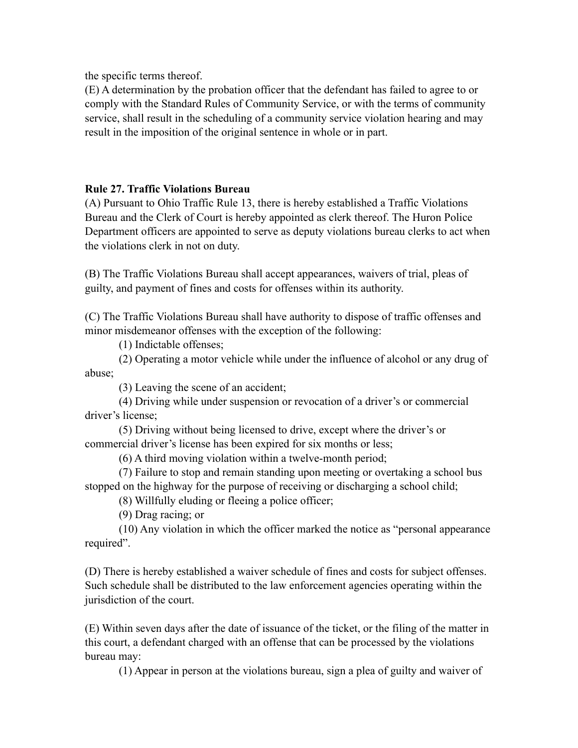the specific terms thereof.

(E) A determination by the probation officer that the defendant has failed to agree to or comply with the Standard Rules of Community Service, or with the terms of community service, shall result in the scheduling of a community service violation hearing and may result in the imposition of the original sentence in whole or in part.

**Rule 27. Traffic Violations Bureau**

(A) Pursuant to Ohio Traffic Rule 13, there is hereby established a Traffic Violations Bureau and the Clerk of Court is hereby appointed as clerk thereof. The Huron Police Department officers are appointed to serve as deputy violations bureau clerks to act when the violations clerk in not on duty.

(B) The Traffic Violations Bureau shall accept appearances, waivers of trial, pleas of guilty, and payment of fines and costs for offenses within its authority.

(C) The Traffic Violations Bureau shall have authority to dispose of traffic offenses and minor misdemeanor offenses with the exception of the following:

(1) Indictable offenses;

(2) Operating a motor vehicle while under the influence of alcohol or any drug of abuse;

(3) Leaving the scene of an accident;

(4) Driving while under suspension or revocation of a driver's or commercial driver's license;

(5) Driving without being licensed to drive, except where the driver's or commercial driver's license has been expired for six months or less;

(6) A third moving violation within a twelve-month period;

(7) Failure to stop and remain standing upon meeting or overtaking a school bus stopped on the highway for the purpose of receiving or discharging a school child;

(8) Willfully eluding or fleeing a police officer;

(9) Drag racing; or

(10) Any violation in which the officer marked the notice as "personal appearance required".

(D) There is hereby established a waiver schedule of fines and costs for subject offenses. Such schedule shall be distributed to the law enforcement agencies operating within the jurisdiction of the court.

(E) Within seven days after the date of issuance of the ticket, or the filing of the matter in this court, a defendant charged with an offense that can be processed by the violations bureau may:

(1) Appear in person at the violations bureau, sign a plea of guilty and waiver of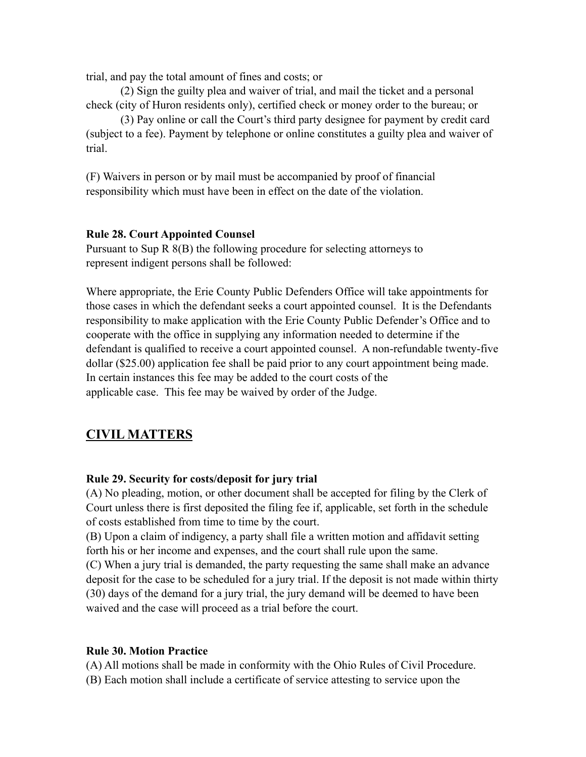trial, and pay the total amount of fines and costs; or

(2) Sign the guilty plea and waiver of trial, and mail the ticket and a personal check (city of Huron residents only), certified check or money order to the bureau; or

(3) Pay online or call the Court's third party designee for payment by credit card (subject to a fee). Payment by telephone or online constitutes a guilty plea and waiver of trial.

(F) Waivers in person or by mail must be accompanied by proof of financial responsibility which must have been in effect on the date of the violation.

**Rule 28. Court Appointed Counsel**

Pursuant to Sup R 8(B) the following procedure for selecting attorneys to represent indigent persons shall be followed:

Where appropriate, the Erie County Public Defenders Office will take appointments for those cases in which the defendant seeks a court appointed counsel. It is the Defendants responsibility to make application with the Erie County Public Defender's Office and to cooperate with the office in supplying any information needed to determine if the defendant is qualified to receive a court appointed counsel. A non-refundable twenty-five dollar ($25.00) application fee shall be paid prior to any court appointment being made. In certain instances this fee may be added to the court costs of the applicable case. This fee may be waived by order of the Judge.

## CIVIL MATTERS

**Rule 29. Security for costs/deposit for jury trial**

(A) No pleading, motion, or other document shall be accepted for filing by the Clerk of Court unless there is first deposited the filing fee if, applicable, set forth in the schedule of costs established from time to time by the court.

(B) Upon a claim of indigency, a party shall file a written motion and affidavit setting forth his or her income and expenses, and the court shall rule upon the same.

(C) When a jury trial is demanded, the party requesting the same shall make an advance deposit for the case to be scheduled for a jury trial. If the deposit is not made within thirty (30) days of the demand for a jury trial, the jury demand will be deemed to have been waived and the case will proceed as a trial before the court.

**Rule 30. Motion Practice**

(A) All motions shall be made in conformity with the Ohio Rules of Civil Procedure.

(B) Each motion shall include a certificate of service attesting to service upon the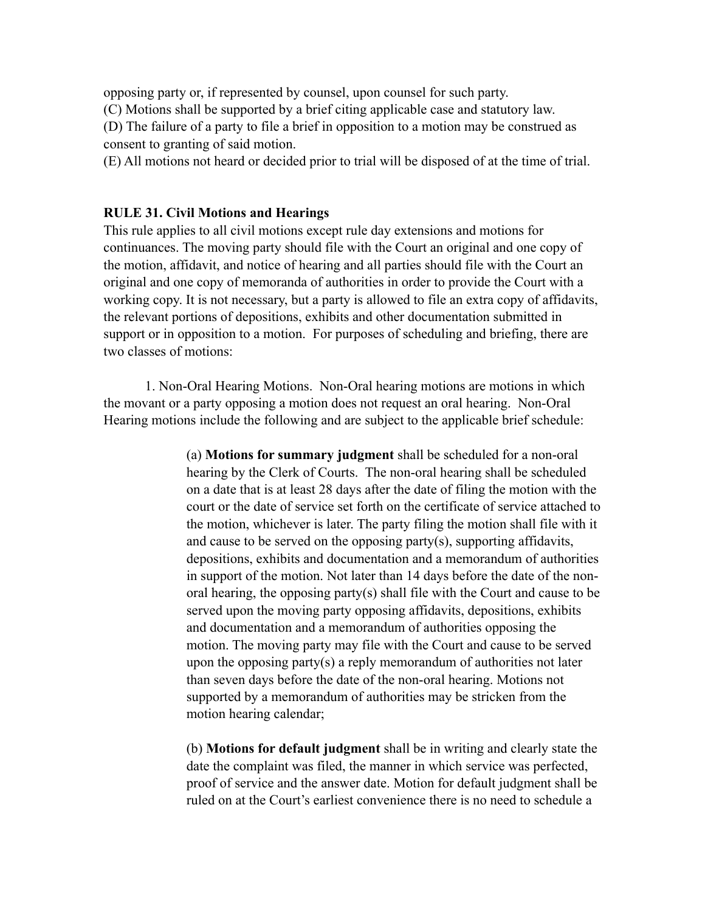opposing party or, if represented by counsel, upon counsel for such party.

(C) Motions shall be supported by a brief citing applicable case and statutory law.

(D) The failure of a party to file a brief in opposition to a motion may be construed as consent to granting of said motion.

(E) All motions not heard or decided prior to trial will be disposed of at the time of trial.

**RULE 31. Civil Motions and Hearings**

This rule applies to all civil motions except rule day extensions and motions for continuances. The moving party should file with the Court an original and one copy of the motion, affidavit, and notice of hearing and all parties should file with the Court an original and one copy of memoranda of authorities in order to provide the Court with a working copy. It is not necessary, but a party is allowed to file an extra copy of affidavits, the relevant portions of depositions, exhibits and other documentation submitted in support or in opposition to a motion. For purposes of scheduling and briefing, there are two classes of motions:

1. Non-Oral Hearing Motions. Non-Oral hearing motions are motions in which the movant or a party opposing a motion does not request an oral hearing. Non-Oral Hearing motions include the following and are subject to the applicable brief schedule:

(a) **Motions for summary judgment** shall be scheduled for a non-oral hearing by the Clerk of Courts. The non-oral hearing shall be scheduled on a date that is at least 28 days after the date of filing the motion with the court or the date of service set forth on the certificate of service attached to the motion, whichever is later. The party filing the motion shall file with it and cause to be served on the opposing party(s), supporting affidavits, depositions, exhibits and documentation and a memorandum of authorities in support of the motion. Not later than 14 days before the date of the non-oral hearing, the opposing party(s) shall file with the Court and cause to be served upon the moving party opposing affidavits, depositions, exhibits and documentation and a memorandum of authorities opposing the motion. The moving party may file with the Court and cause to be served upon the opposing party(s) a reply memorandum of authorities not later than seven days before the date of the non-oral hearing. Motions not supported by a memorandum of authorities may be stricken from the motion hearing calendar;

(b) **Motions for default judgment** shall be in writing and clearly state the date the complaint was filed, the manner in which service was perfected, proof of service and the answer date. Motion for default judgment shall be ruled on at the Court's earliest convenience there is no need to schedule a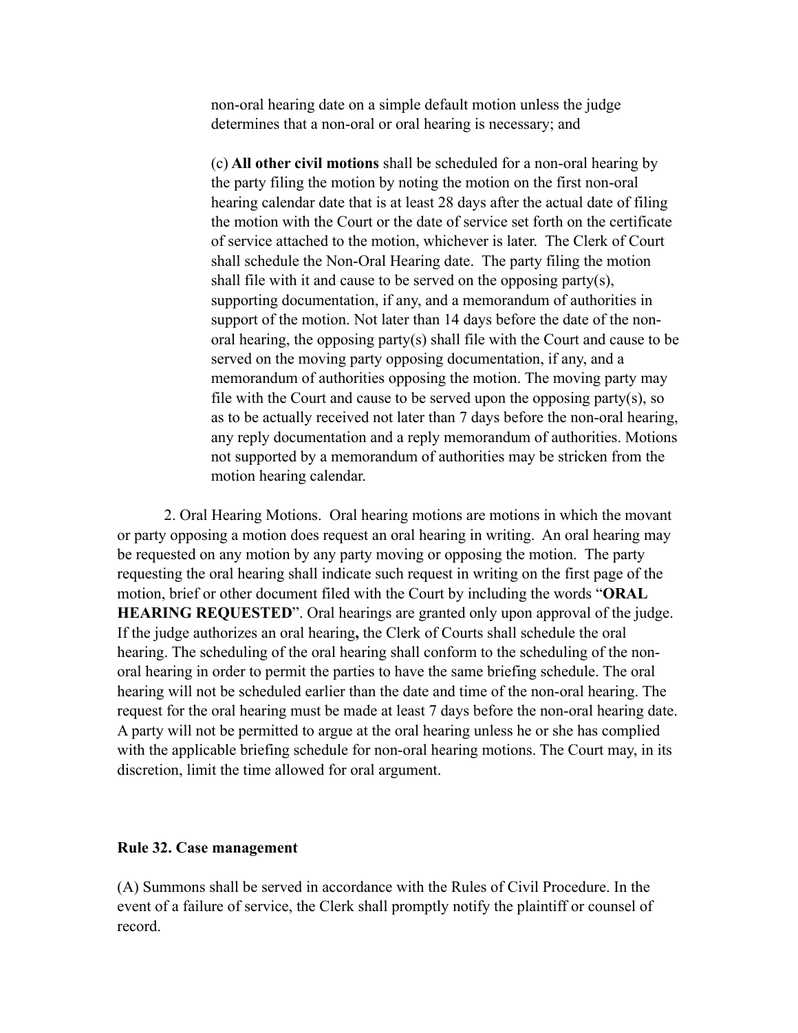non-oral hearing date on a simple default motion unless the judge determines that a non-oral or oral hearing is necessary; and

(c) **All other civil motions** shall be scheduled for a non-oral hearing by the party filing the motion by noting the motion on the first non-oral hearing calendar date that is at least 28 days after the actual date of filing the motion with the Court or the date of service set forth on the certificate of service attached to the motion, whichever is later. The Clerk of Court shall schedule the Non-Oral Hearing date. The party filing the motion shall file with it and cause to be served on the opposing party(s), supporting documentation, if any, and a memorandum of authorities in support of the motion. Not later than 14 days before the date of the non-oral hearing, the opposing party(s) shall file with the Court and cause to be served on the moving party opposing documentation, if any, and a memorandum of authorities opposing the motion. The moving party may file with the Court and cause to be served upon the opposing party(s), so as to be actually received not later than 7 days before the non-oral hearing, any reply documentation and a reply memorandum of authorities. Motions not supported by a memorandum of authorities may be stricken from the motion hearing calendar.

2. Oral Hearing Motions. Oral hearing motions are motions in which the movant or party opposing a motion does request an oral hearing in writing. An oral hearing may be requested on any motion by any party moving or opposing the motion. The party requesting the oral hearing shall indicate such request in writing on the first page of the motion, brief or other document filed with the Court by including the words "**ORAL HEARING REQUESTED**". Oral hearings are granted only upon approval of the judge. If the judge authorizes an oral hearing**,** the Clerk of Courts shall schedule the oral hearing. The scheduling of the oral hearing shall conform to the scheduling of the non-oral hearing in order to permit the parties to have the same briefing schedule. The oral hearing will not be scheduled earlier than the date and time of the non-oral hearing. The request for the oral hearing must be made at least 7 days before the non-oral hearing date. A party will not be permitted to argue at the oral hearing unless he or she has complied with the applicable briefing schedule for non-oral hearing motions. The Court may, in its discretion, limit the time allowed for oral argument.

### Rule 32. Case management

(A) Summons shall be served in accordance with the Rules of Civil Procedure. In the event of a failure of service, the Clerk shall promptly notify the plaintiff or counsel of record.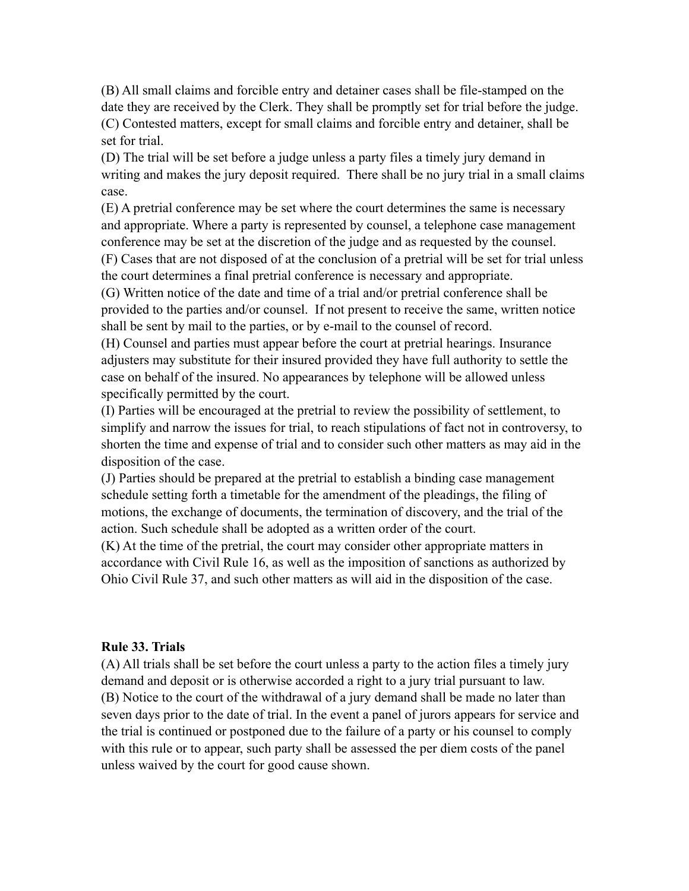(B) All small claims and forcible entry and detainer cases shall be file-stamped on the date they are received by the Clerk. They shall be promptly set for trial before the judge.
(C) Contested matters, except for small claims and forcible entry and detainer, shall be set for trial.
(D) The trial will be set before a judge unless a party files a timely jury demand in writing and makes the jury deposit required. There shall be no jury trial in a small claims case.
(E) A pretrial conference may be set where the court determines the same is necessary and appropriate. Where a party is represented by counsel, a telephone case management conference may be set at the discretion of the judge and as requested by the counsel.
(F) Cases that are not disposed of at the conclusion of a pretrial will be set for trial unless the court determines a final pretrial conference is necessary and appropriate.
(G) Written notice of the date and time of a trial and/or pretrial conference shall be provided to the parties and/or counsel. If not present to receive the same, written notice shall be sent by mail to the parties, or by e-mail to the counsel of record.
(H) Counsel and parties must appear before the court at pretrial hearings. Insurance adjusters may substitute for their insured provided they have full authority to settle the case on behalf of the insured. No appearances by telephone will be allowed unless specifically permitted by the court.
(I) Parties will be encouraged at the pretrial to review the possibility of settlement, to simplify and narrow the issues for trial, to reach stipulations of fact not in controversy, to shorten the time and expense of trial and to consider such other matters as may aid in the disposition of the case.
(J) Parties should be prepared at the pretrial to establish a binding case management schedule setting forth a timetable for the amendment of the pleadings, the filing of motions, the exchange of documents, the termination of discovery, and the trial of the action. Such schedule shall be adopted as a written order of the court.
(K) At the time of the pretrial, the court may consider other appropriate matters in accordance with Civil Rule 16, as well as the imposition of sanctions as authorized by Ohio Civil Rule 37, and such other matters as will aid in the disposition of the case.

**Rule 33. Trials**

(A) All trials shall be set before the court unless a party to the action files a timely jury demand and deposit or is otherwise accorded a right to a jury trial pursuant to law.
(B) Notice to the court of the withdrawal of a jury demand shall be made no later than seven days prior to the date of trial. In the event a panel of jurors appears for service and the trial is continued or postponed due to the failure of a party or his counsel to comply with this rule or to appear, such party shall be assessed the per diem costs of the panel unless waived by the court for good cause shown.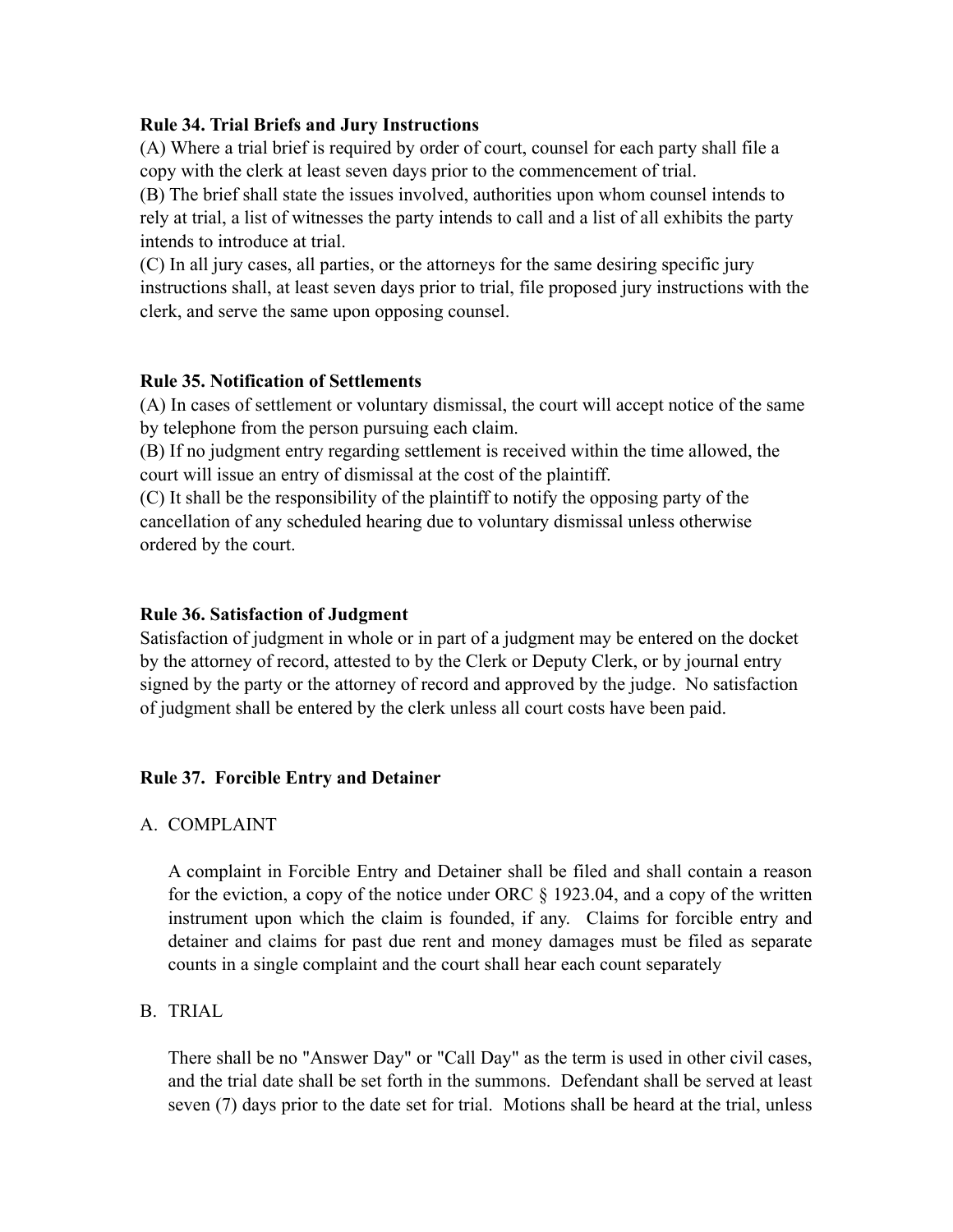**Rule 34. Trial Briefs and Jury Instructions**

(A) Where a trial brief is required by order of court, counsel for each party shall file a copy with the clerk at least seven days prior to the commencement of trial.

(B) The brief shall state the issues involved, authorities upon whom counsel intends to rely at trial, a list of witnesses the party intends to call and a list of all exhibits the party intends to introduce at trial.

(C) In all jury cases, all parties, or the attorneys for the same desiring specific jury instructions shall, at least seven days prior to trial, file proposed jury instructions with the clerk, and serve the same upon opposing counsel.

**Rule 35. Notification of Settlements**

(A) In cases of settlement or voluntary dismissal, the court will accept notice of the same by telephone from the person pursuing each claim.

(B) If no judgment entry regarding settlement is received within the time allowed, the court will issue an entry of dismissal at the cost of the plaintiff.

(C) It shall be the responsibility of the plaintiff to notify the opposing party of the cancellation of any scheduled hearing due to voluntary dismissal unless otherwise ordered by the court.

**Rule 36. Satisfaction of Judgment**

Satisfaction of judgment in whole or in part of a judgment may be entered on the docket by the attorney of record, attested to by the Clerk or Deputy Clerk, or by journal entry signed by the party or the attorney of record and approved by the judge. No satisfaction of judgment shall be entered by the clerk unless all court costs have been paid.

**Rule 37. Forcible Entry and Detainer**

A. COMPLAINT

A complaint in Forcible Entry and Detainer shall be filed and shall contain a reason for the eviction, a copy of the notice under ORC § 1923.04, and a copy of the written instrument upon which the claim is founded, if any. Claims for forcible entry and detainer and claims for past due rent and money damages must be filed as separate counts in a single complaint and the court shall hear each count separately

B. TRIAL

There shall be no "Answer Day" or "Call Day" as the term is used in other civil cases, and the trial date shall be set forth in the summons. Defendant shall be served at least seven (7) days prior to the date set for trial. Motions shall be heard at the trial, unless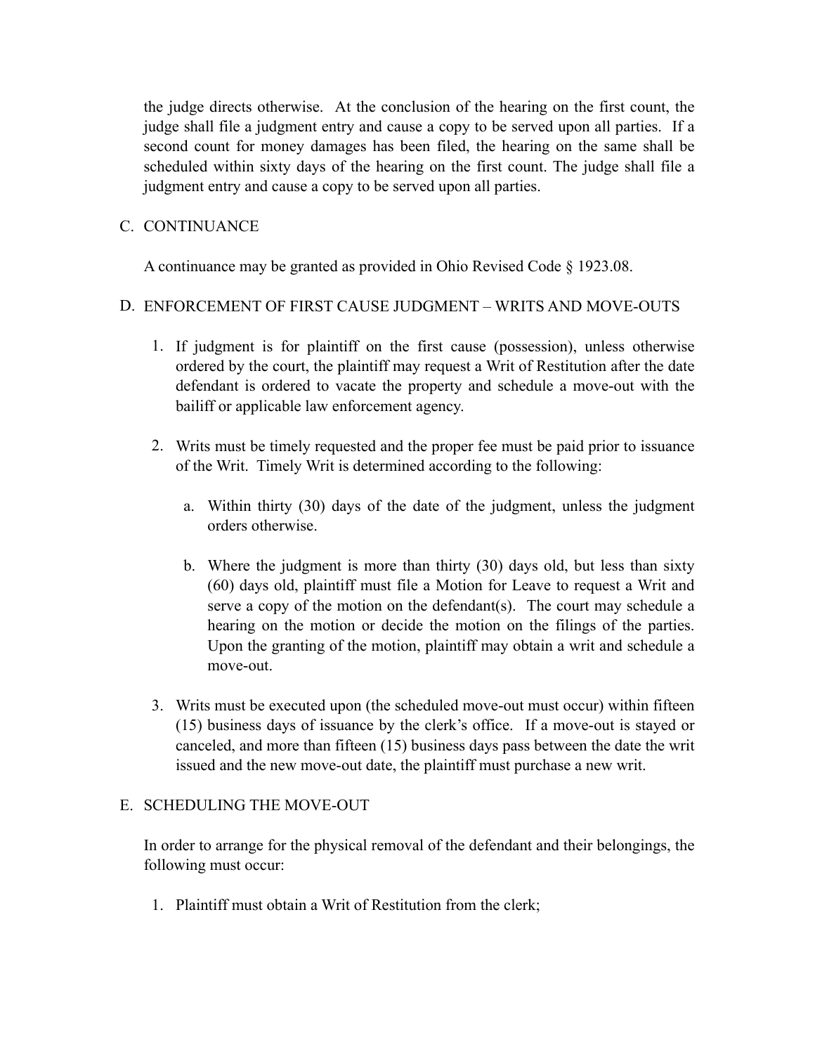the judge directs otherwise. At the conclusion of the hearing on the first count, the judge shall file a judgment entry and cause a copy to be served upon all parties. If a second count for money damages has been filed, the hearing on the same shall be scheduled within sixty days of the hearing on the first count. The judge shall file a judgment entry and cause a copy to be served upon all parties.

C. CONTINUANCE

A continuance may be granted as provided in Ohio Revised Code § 1923.08.

D. ENFORCEMENT OF FIRST CAUSE JUDGMENT – WRITS AND MOVE-OUTS

1. If judgment is for plaintiff on the first cause (possession), unless otherwise ordered by the court, the plaintiff may request a Writ of Restitution after the date defendant is ordered to vacate the property and schedule a move-out with the bailiff or applicable law enforcement agency.

2. Writs must be timely requested and the proper fee must be paid prior to issuance of the Writ. Timely Writ is determined according to the following:

   a. Within thirty (30) days of the date of the judgment, unless the judgment orders otherwise.

   b. Where the judgment is more than thirty (30) days old, but less than sixty (60) days old, plaintiff must file a Motion for Leave to request a Writ and serve a copy of the motion on the defendant(s). The court may schedule a hearing on the motion or decide the motion on the filings of the parties. Upon the granting of the motion, plaintiff may obtain a writ and schedule a move-out.

3. Writs must be executed upon (the scheduled move-out must occur) within fifteen (15) business days of issuance by the clerk's office. If a move-out is stayed or canceled, and more than fifteen (15) business days pass between the date the writ issued and the new move-out date, the plaintiff must purchase a new writ.

E. SCHEDULING THE MOVE-OUT

In order to arrange for the physical removal of the defendant and their belongings, the following must occur:

1. Plaintiff must obtain a Writ of Restitution from the clerk;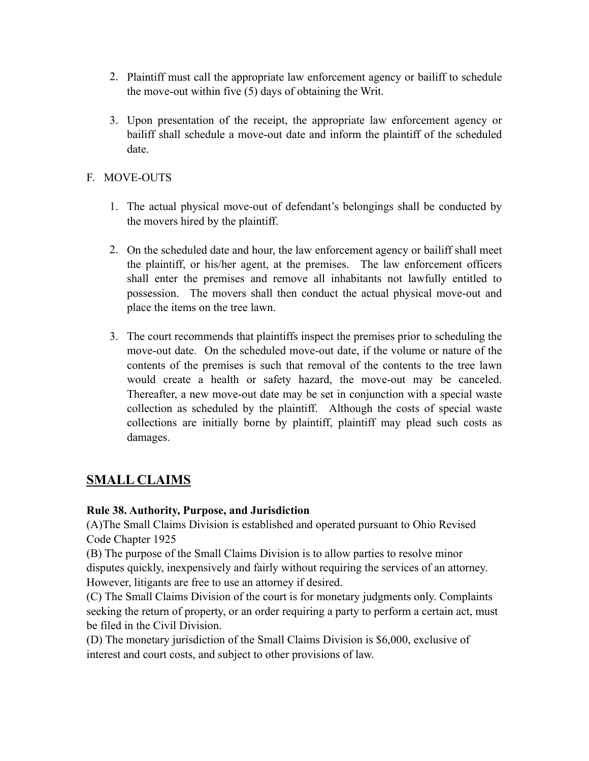2. Plaintiff must call the appropriate law enforcement agency or bailiff to schedule the move-out within five (5) days of obtaining the Writ.

3. Upon presentation of the receipt, the appropriate law enforcement agency or bailiff shall schedule a move-out date and inform the plaintiff of the scheduled date.

F. MOVE-OUTS

1. The actual physical move-out of defendant's belongings shall be conducted by the movers hired by the plaintiff.

2. On the scheduled date and hour, the law enforcement agency or bailiff shall meet the plaintiff, or his/her agent, at the premises. The law enforcement officers shall enter the premises and remove all inhabitants not lawfully entitled to possession. The movers shall then conduct the actual physical move-out and place the items on the tree lawn.

3. The court recommends that plaintiffs inspect the premises prior to scheduling the move-out date. On the scheduled move-out date, if the volume or nature of the contents of the premises is such that removal of the contents to the tree lawn would create a health or safety hazard, the move-out may be canceled. Thereafter, a new move-out date may be set in conjunction with a special waste collection as scheduled by the plaintiff. Although the costs of special waste collections are initially borne by plaintiff, plaintiff may plead such costs as damages.

## SMALL CLAIMS

**Rule 38. Authority, Purpose, and Jurisdiction**

(A)The Small Claims Division is established and operated pursuant to Ohio Revised Code Chapter 1925

(B) The purpose of the Small Claims Division is to allow parties to resolve minor disputes quickly, inexpensively and fairly without requiring the services of an attorney. However, litigants are free to use an attorney if desired.

(C) The Small Claims Division of the court is for monetary judgments only. Complaints seeking the return of property, or an order requiring a party to perform a certain act, must be filed in the Civil Division.

(D) The monetary jurisdiction of the Small Claims Division is $6,000, exclusive of interest and court costs, and subject to other provisions of law.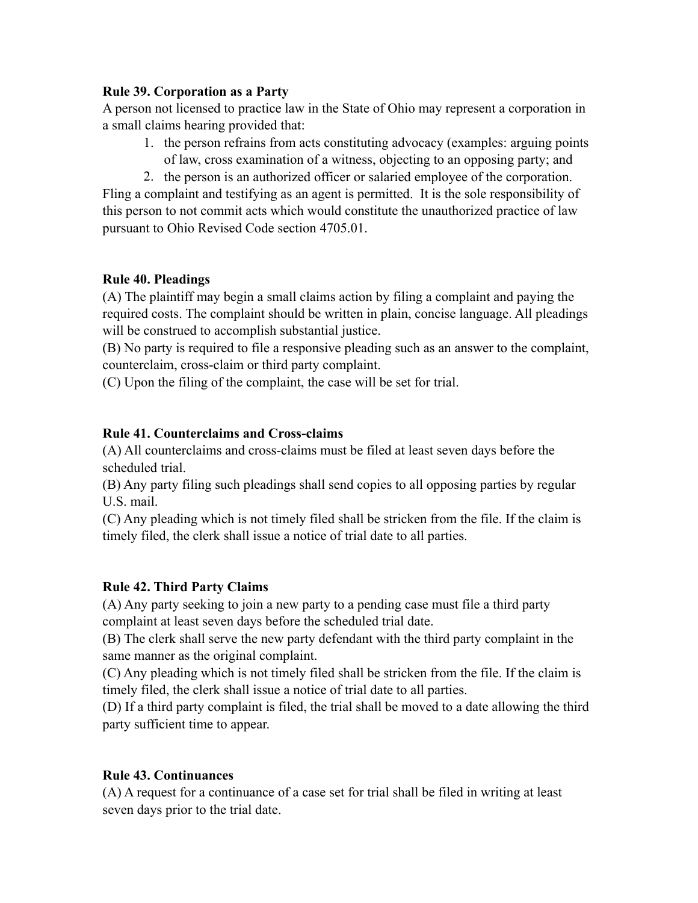**Rule 39. Corporation as a Party**

A person not licensed to practice law in the State of Ohio may represent a corporation in a small claims hearing provided that:

1. the person refrains from acts constituting advocacy (examples: arguing points of law, cross examination of a witness, objecting to an opposing party; and
2. the person is an authorized officer or salaried employee of the corporation.

Fling a complaint and testifying as an agent is permitted. It is the sole responsibility of this person to not commit acts which would constitute the unauthorized practice of law pursuant to Ohio Revised Code section 4705.01.

**Rule 40. Pleadings**

(A) The plaintiff may begin a small claims action by filing a complaint and paying the required costs. The complaint should be written in plain, concise language. All pleadings will be construed to accomplish substantial justice.

(B) No party is required to file a responsive pleading such as an answer to the complaint, counterclaim, cross-claim or third party complaint.

(C) Upon the filing of the complaint, the case will be set for trial.

**Rule 41. Counterclaims and Cross-claims**

(A) All counterclaims and cross-claims must be filed at least seven days before the scheduled trial.

(B) Any party filing such pleadings shall send copies to all opposing parties by regular U.S. mail.

(C) Any pleading which is not timely filed shall be stricken from the file. If the claim is timely filed, the clerk shall issue a notice of trial date to all parties.

**Rule 42. Third Party Claims**

(A) Any party seeking to join a new party to a pending case must file a third party complaint at least seven days before the scheduled trial date.

(B) The clerk shall serve the new party defendant with the third party complaint in the same manner as the original complaint.

(C) Any pleading which is not timely filed shall be stricken from the file. If the claim is timely filed, the clerk shall issue a notice of trial date to all parties.

(D) If a third party complaint is filed, the trial shall be moved to a date allowing the third party sufficient time to appear.

**Rule 43. Continuances**

(A) A request for a continuance of a case set for trial shall be filed in writing at least seven days prior to the trial date.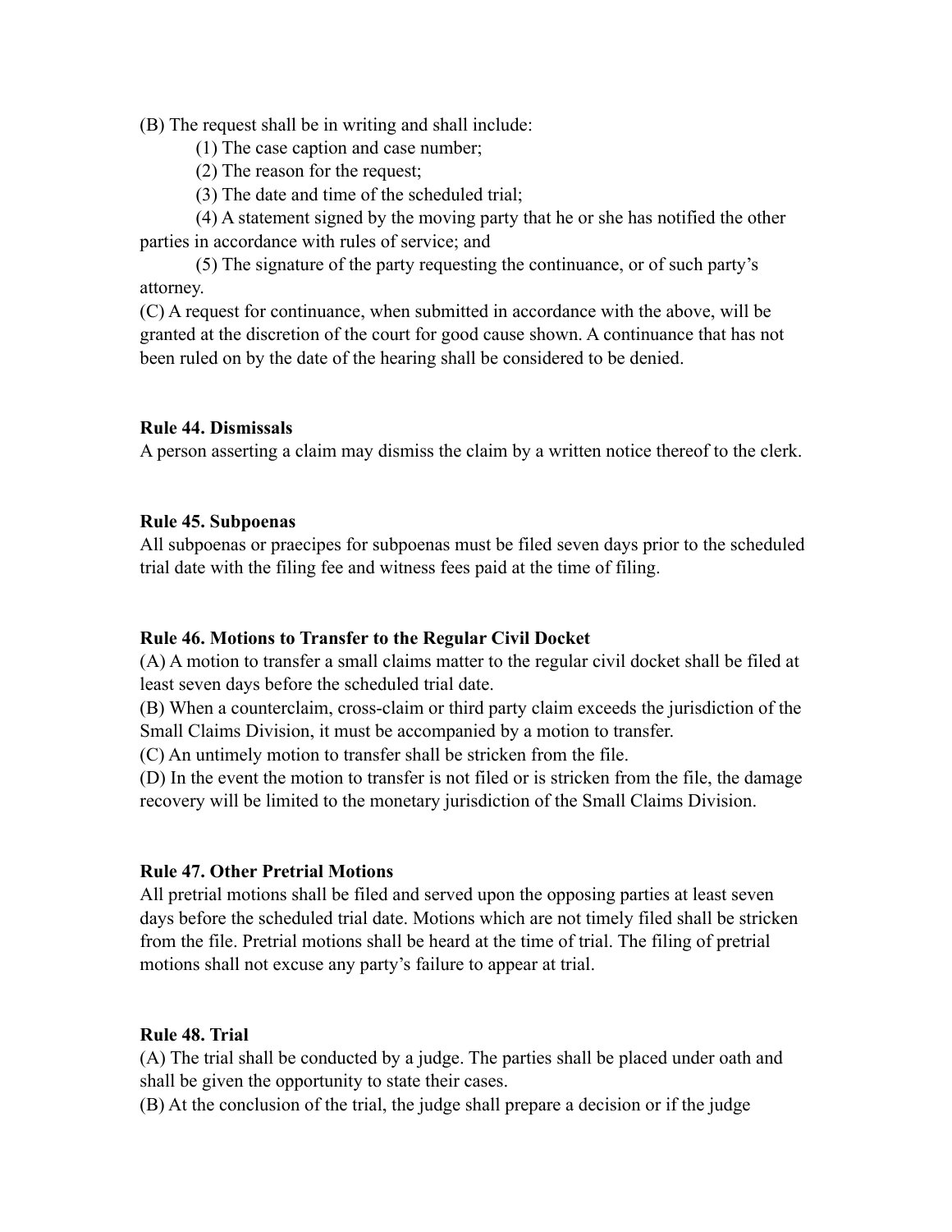(B) The request shall be in writing and shall include:

(1) The case caption and case number;

(2) The reason for the request;

(3) The date and time of the scheduled trial;

(4) A statement signed by the moving party that he or she has notified the other parties in accordance with rules of service; and

(5) The signature of the party requesting the continuance, or of such party's attorney.

(C) A request for continuance, when submitted in accordance with the above, will be granted at the discretion of the court for good cause shown. A continuance that has not been ruled on by the date of the hearing shall be considered to be denied.

**Rule 44. Dismissals**

A person asserting a claim may dismiss the claim by a written notice thereof to the clerk.

**Rule 45. Subpoenas**

All subpoenas or praecipes for subpoenas must be filed seven days prior to the scheduled trial date with the filing fee and witness fees paid at the time of filing.

**Rule 46. Motions to Transfer to the Regular Civil Docket**

(A) A motion to transfer a small claims matter to the regular civil docket shall be filed at least seven days before the scheduled trial date.

(B) When a counterclaim, cross-claim or third party claim exceeds the jurisdiction of the Small Claims Division, it must be accompanied by a motion to transfer.

(C) An untimely motion to transfer shall be stricken from the file.

(D) In the event the motion to transfer is not filed or is stricken from the file, the damage recovery will be limited to the monetary jurisdiction of the Small Claims Division.

**Rule 47. Other Pretrial Motions**

All pretrial motions shall be filed and served upon the opposing parties at least seven days before the scheduled trial date. Motions which are not timely filed shall be stricken from the file. Pretrial motions shall be heard at the time of trial. The filing of pretrial motions shall not excuse any party's failure to appear at trial.

**Rule 48. Trial**

(A) The trial shall be conducted by a judge. The parties shall be placed under oath and shall be given the opportunity to state their cases.

(B) At the conclusion of the trial, the judge shall prepare a decision or if the judge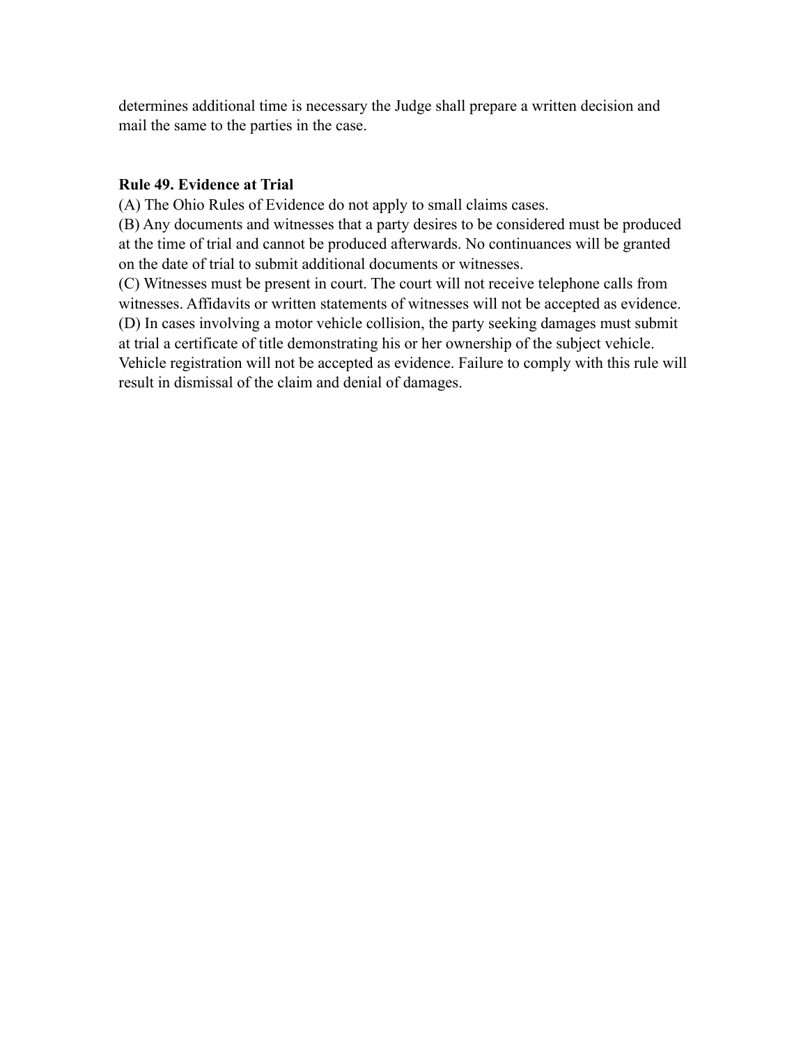determines additional time is necessary the Judge shall prepare a written decision and mail the same to the parties in the case.

**Rule 49. Evidence at Trial**

(A) The Ohio Rules of Evidence do not apply to small claims cases.

(B) Any documents and witnesses that a party desires to be considered must be produced at the time of trial and cannot be produced afterwards. No continuances will be granted on the date of trial to submit additional documents or witnesses.

(C) Witnesses must be present in court. The court will not receive telephone calls from witnesses. Affidavits or written statements of witnesses will not be accepted as evidence.

(D) In cases involving a motor vehicle collision, the party seeking damages must submit at trial a certificate of title demonstrating his or her ownership of the subject vehicle. Vehicle registration will not be accepted as evidence. Failure to comply with this rule will result in dismissal of the claim and denial of damages.